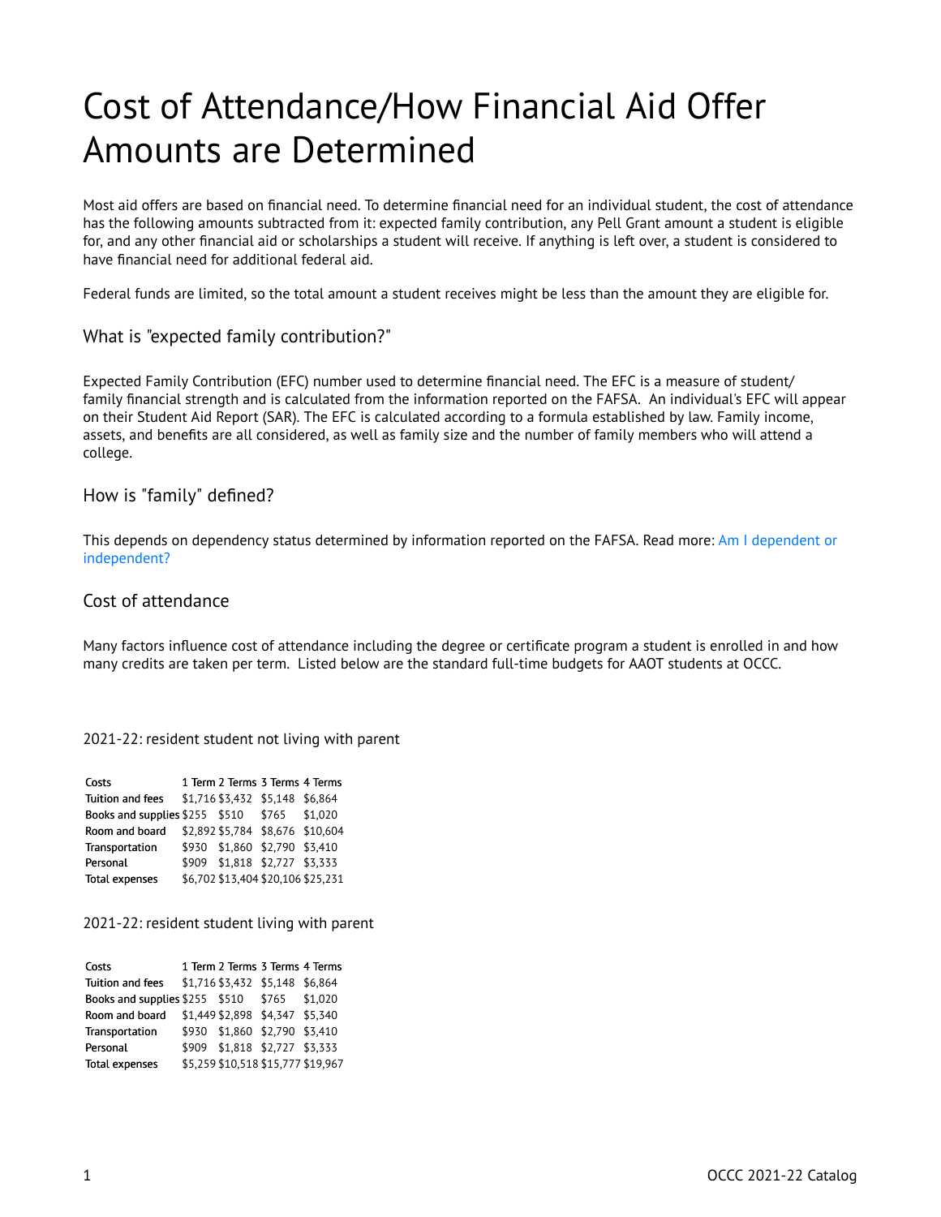# Cost of Attendance/How Financial Aid Offer Amounts are Determined

Most aid offers are based on financial need. To determine financial need for an individual student, the cost of attendance has the following amounts subtracted from it: expected family contribution, any Pell Grant amount a student is eligible for, and any other financial aid or scholarships a student will receive. If anything is left over, a student is considered to have financial need for additional federal aid.

Federal funds are limited, so the total amount a student receives might be less than the amount they are eligible for.

## What is "expected family contribution?"

Expected Family Contribution (EFC) number used to determine financial need. The EFC is a measure of student/family financial strength and is calculated from the information reported on the FAFSA. An individual's EFC will appear on their Student Aid Report (SAR). The EFC is calculated according to a formula established by law. Family income, assets, and benefits are all considered, as well as family size and the number of family members who will attend a college.

## How is "family" defined?

This depends on dependency status determined by information reported on the FAFSA. Read more: Am I dependent or independent?

## Cost of attendance

Many factors influence cost of attendance including the degree or certificate program a student is enrolled in and how many credits are taken per term. Listed below are the standard full-time budgets for AAOT students at OCCC.

2021-22: resident student not living with parent

| Costs | 1 Term | 2 Terms | 3 Terms | 4 Terms |
|---|---|---|---|---|
| Tuition and fees | $1,716 | $3,432 | $5,148 | $6,864 |
| Books and supplies | $255 | $510 | $765 | $1,020 |
| Room and board | $2,892 | $5,784 | $8,676 | $10,604 |
| Transportation | $930 | $1,860 | $2,790 | $3,410 |
| Personal | $909 | $1,818 | $2,727 | $3,333 |
| Total expenses | $6,702 | $13,404 | $20,106 | $25,231 |

2021-22: resident student living with parent

| Costs | 1 Term | 2 Terms | 3 Terms | 4 Terms |
|---|---|---|---|---|
| Tuition and fees | $1,716 | $3,432 | $5,148 | $6,864 |
| Books and supplies | $255 | $510 | $765 | $1,020 |
| Room and board | $1,449 | $2,898 | $4,347 | $5,340 |
| Transportation | $930 | $1,860 | $2,790 | $3,410 |
| Personal | $909 | $1,818 | $2,727 | $3,333 |
| Total expenses | $5,259 | $10,518 | $15,777 | $19,967 |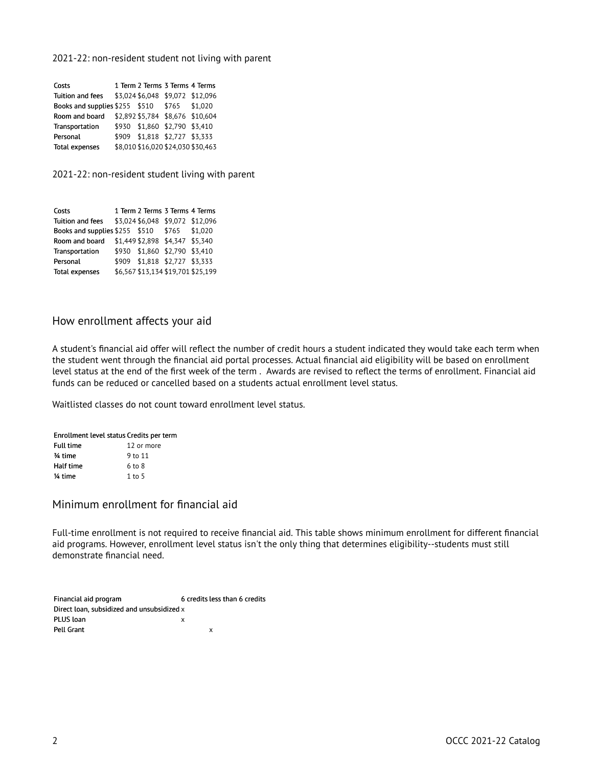2021-22: non-resident student not living with parent

| Costs | 1 Term | 2 Terms | 3 Terms | 4 Terms |
|---|---|---|---|---|
| Tuition and fees | $3,024 | $6,048 | $9,072 | $12,096 |
| Books and supplies | $255 | $510 | $765 | $1,020 |
| Room and board | $2,892 | $5,784 | $8,676 | $10,604 |
| Transportation | $930 | $1,860 | $2,790 | $3,410 |
| Personal | $909 | $1,818 | $2,727 | $3,333 |
| Total expenses | $8,010 | $16,020 | $24,030 | $30,463 |

2021-22: non-resident student living with parent

| Costs | 1 Term | 2 Terms | 3 Terms | 4 Terms |
|---|---|---|---|---|
| Tuition and fees | $3,024 | $6,048 | $9,072 | $12,096 |
| Books and supplies | $255 | $510 | $765 | $1,020 |
| Room and board | $1,449 | $2,898 | $4,347 | $5,340 |
| Transportation | $930 | $1,860 | $2,790 | $3,410 |
| Personal | $909 | $1,818 | $2,727 | $3,333 |
| Total expenses | $6,567 | $13,134 | $19,701 | $25,199 |

## How enrollment affects your aid

A student's financial aid offer will reflect the number of credit hours a student indicated they would take each term when the student went through the financial aid portal processes. Actual financial aid eligibility will be based on enrollment level status at the end of the first week of the term . Awards are revised to reflect the terms of enrollment. Financial aid funds can be reduced or cancelled based on a students actual enrollment level status.

Waitlisted classes do not count toward enrollment level status.

| Enrollment level status | Credits per term |
|---|---|
| Full time | 12 or more |
| ¾ time | 9 to 11 |
| Half time | 6 to 8 |
| ¼ time | 1 to 5 |

## Minimum enrollment for financial aid

Full-time enrollment is not required to receive financial aid. This table shows minimum enrollment for different financial aid programs. However, enrollment level status isn't the only thing that determines eligibility--students must still demonstrate financial need.

| Financial aid program | 6 credits | less than 6 credits |
|---|---|---|
| Direct loan, subsidized and unsubsidized | x | |
| PLUS loan | x | |
| Pell Grant | | x |